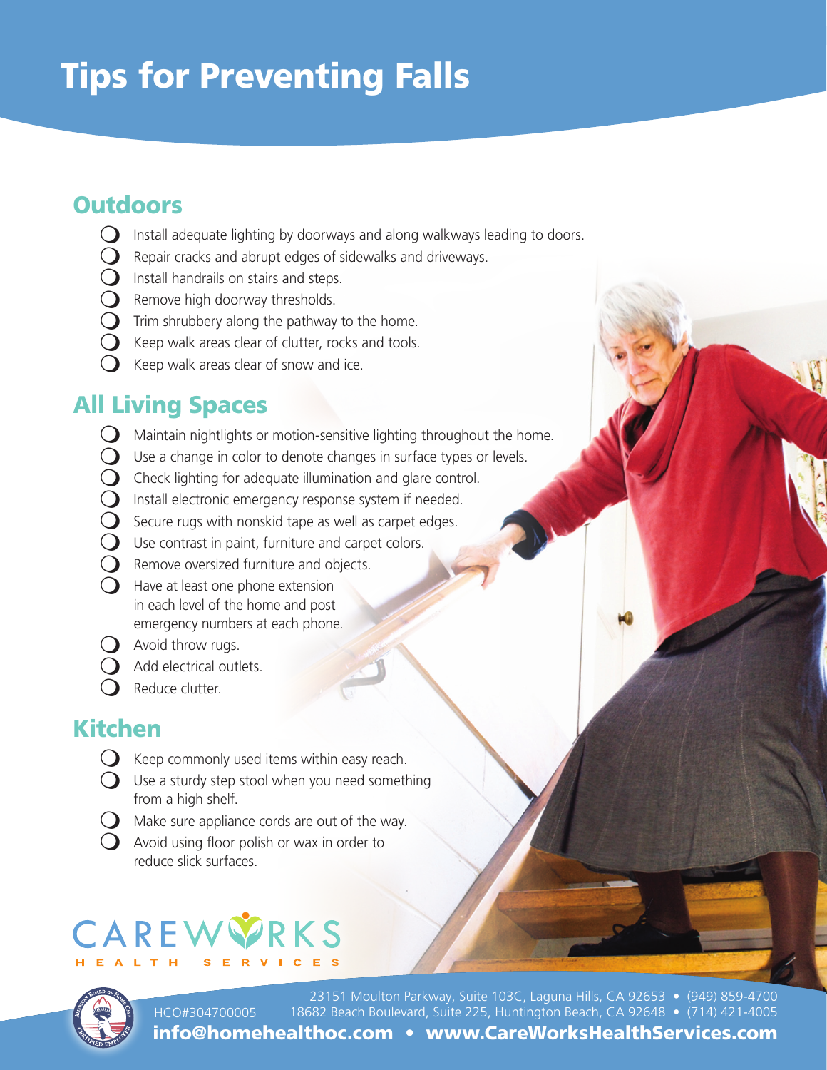# Tips for Preventing Falls

## Outdoors

- Install adequate lighting by doorways and along walkways leading to doors.
- Repair cracks and abrupt edges of sidewalks and driveways.
- Install handrails on stairs and steps.
- Remove high doorway thresholds.
- Trim shrubbery along the pathway to the home.
- Keep walk areas clear of clutter, rocks and tools.
- Keep walk areas clear of snow and ice.

## All Living Spaces

- Maintain nightlights or motion-sensitive lighting throughout the home.
- Use a change in color to denote changes in surface types or levels.
- Check lighting for adequate illumination and glare control.
- Install electronic emergency response system if needed.
- Secure rugs with nonskid tape as well as carpet edges.
- Use contrast in paint, furniture and carpet colors.
- Remove oversized furniture and objects.
- Have at least one phone extension in each level of the home and post emergency numbers at each phone.
- Avoid throw rugs.
- Add electrical outlets.
- Reduce clutter.

## Kitchen

- Keep commonly used items within easy reach.
- Use a sturdy step stool when you need something from a high shelf.
- Make sure appliance cords are out of the way.
- Avoid using floor polish or wax in order to reduce slick surfaces.

CAREWORKS
HEALTH SERVICES

HCO#304700005

23151 Moulton Parkway, Suite 103C, Laguna Hills, CA 92653 • (949) 859-4700
18682 Beach Boulevard, Suite 225, Huntington Beach, CA 92648 • (714) 421-4005

**info@homehealthoc.com • www.CareWorksHealthServices.com**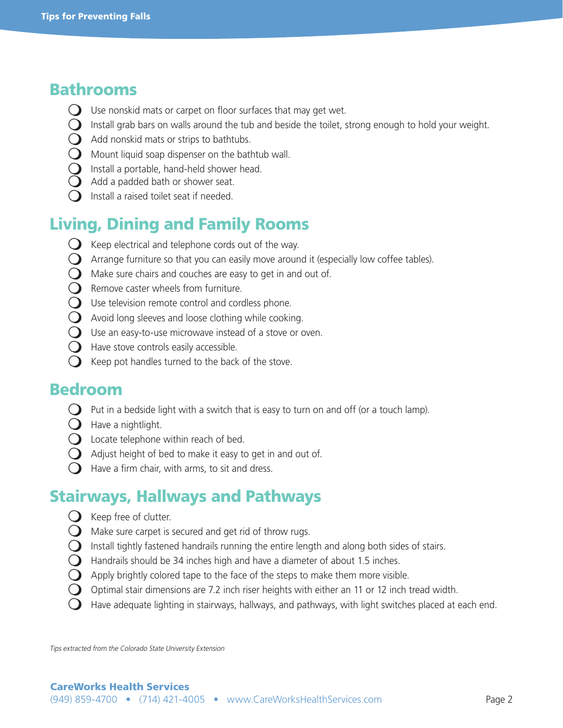## Bathrooms

- Use nonskid mats or carpet on floor surfaces that may get wet.
- Install grab bars on walls around the tub and beside the toilet, strong enough to hold your weight.
- Add nonskid mats or strips to bathtubs.
- Mount liquid soap dispenser on the bathtub wall.
- Install a portable, hand-held shower head.
- Add a padded bath or shower seat.
- Install a raised toilet seat if needed.

## Living, Dining and Family Rooms

- Keep electrical and telephone cords out of the way.
- Arrange furniture so that you can easily move around it (especially low coffee tables).
- Make sure chairs and couches are easy to get in and out of.
- Remove caster wheels from furniture.
- Use television remote control and cordless phone.
- Avoid long sleeves and loose clothing while cooking.
- Use an easy-to-use microwave instead of a stove or oven.
- Have stove controls easily accessible.
- Keep pot handles turned to the back of the stove.

## Bedroom

- Put in a bedside light with a switch that is easy to turn on and off (or a touch lamp).
- Have a nightlight.
- Locate telephone within reach of bed.
- Adjust height of bed to make it easy to get in and out of.
- Have a firm chair, with arms, to sit and dress.

## Stairways, Hallways and Pathways

- Keep free of clutter.
- Make sure carpet is secured and get rid of throw rugs.
- Install tightly fastened handrails running the entire length and along both sides of stairs.
- Handrails should be 34 inches high and have a diameter of about 1.5 inches.
- Apply brightly colored tape to the face of the steps to make them more visible.
- Optimal stair dimensions are 7.2 inch riser heights with either an 11 or 12 inch tread width.
- Have adequate lighting in stairways, hallways, and pathways, with light switches placed at each end.

*Tips extracted from the Colorado State University Extension*

**CareWorks Health Services**
(949) 859-4700 • (714) 421-4005 • www.CareWorksHealthServices.com